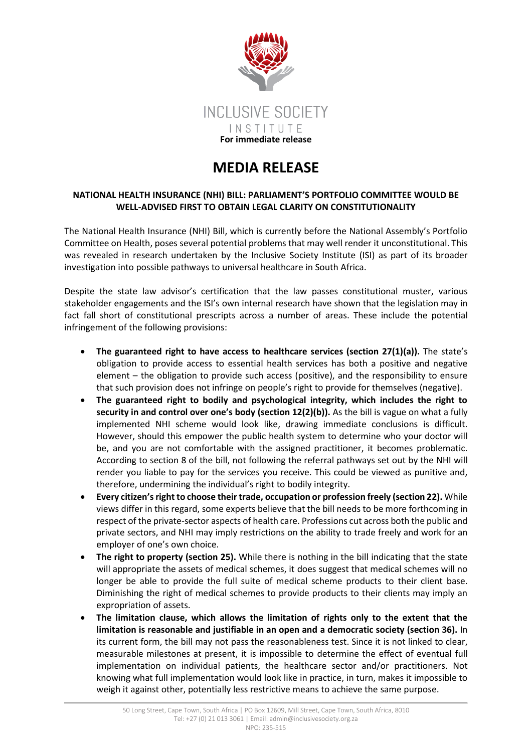INCLUSIVE SOCIETY INSTITUTE

**For immediate release**

# MEDIA RELEASE

**NATIONAL HEALTH INSURANCE (NHI) BILL: PARLIAMENT'S PORTFOLIO COMMITTEE WOULD BE WELL-ADVISED FIRST TO OBTAIN LEGAL CLARITY ON CONSTITUTIONALITY**

The National Health Insurance (NHI) Bill, which is currently before the National Assembly's Portfolio Committee on Health, poses several potential problems that may well render it unconstitutional. This was revealed in research undertaken by the Inclusive Society Institute (ISI) as part of its broader investigation into possible pathways to universal healthcare in South Africa.

Despite the state law advisor's certification that the law passes constitutional muster, various stakeholder engagements and the ISI's own internal research have shown that the legislation may in fact fall short of constitutional prescripts across a number of areas. These include the potential infringement of the following provisions:

- **The guaranteed right to have access to healthcare services (section 27(1)(a)).** The state's obligation to provide access to essential health services has both a positive and negative element – the obligation to provide such access (positive), and the responsibility to ensure that such provision does not infringe on people's right to provide for themselves (negative).
- **The guaranteed right to bodily and psychological integrity, which includes the right to security in and control over one's body (section 12(2)(b)).** As the bill is vague on what a fully implemented NHI scheme would look like, drawing immediate conclusions is difficult. However, should this empower the public health system to determine who your doctor will be, and you are not comfortable with the assigned practitioner, it becomes problematic. According to section 8 of the bill, not following the referral pathways set out by the NHI will render you liable to pay for the services you receive. This could be viewed as punitive and, therefore, undermining the individual's right to bodily integrity.
- **Every citizen's right to choose their trade, occupation or profession freely (section 22).** While views differ in this regard, some experts believe that the bill needs to be more forthcoming in respect of the private-sector aspects of health care. Professions cut across both the public and private sectors, and NHI may imply restrictions on the ability to trade freely and work for an employer of one's own choice.
- **The right to property (section 25).** While there is nothing in the bill indicating that the state will appropriate the assets of medical schemes, it does suggest that medical schemes will no longer be able to provide the full suite of medical scheme products to their client base. Diminishing the right of medical schemes to provide products to their clients may imply an expropriation of assets.
- **The limitation clause, which allows the limitation of rights only to the extent that the limitation is reasonable and justifiable in an open and a democratic society (section 36).** In its current form, the bill may not pass the reasonableness test. Since it is not linked to clear, measurable milestones at present, it is impossible to determine the effect of eventual full implementation on individual patients, the healthcare sector and/or practitioners. Not knowing what full implementation would look like in practice, in turn, makes it impossible to weigh it against other, potentially less restrictive means to achieve the same purpose.

50 Long Street, Cape Town, South Africa | PO Box 12609, Mill Street, Cape Town, South Africa, 8010
Tel: +27 (0) 21 013 3061 | Email: admin@inclusivesociety.org.za
NPO: 235-515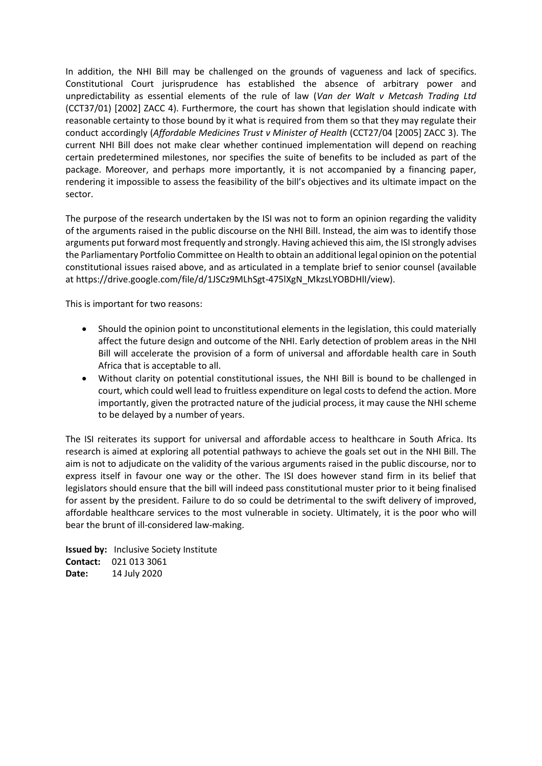In addition, the NHI Bill may be challenged on the grounds of vagueness and lack of specifics. Constitutional Court jurisprudence has established the absence of arbitrary power and unpredictability as essential elements of the rule of law (*Van der Walt v Metcash Trading Ltd* (CCT37/01) [2002] ZACC 4). Furthermore, the court has shown that legislation should indicate with reasonable certainty to those bound by it what is required from them so that they may regulate their conduct accordingly (*Affordable Medicines Trust v Minister of Health* (CCT27/04 [2005] ZACC 3). The current NHI Bill does not make clear whether continued implementation will depend on reaching certain predetermined milestones, nor specifies the suite of benefits to be included as part of the package. Moreover, and perhaps more importantly, it is not accompanied by a financing paper, rendering it impossible to assess the feasibility of the bill's objectives and its ultimate impact on the sector.

The purpose of the research undertaken by the ISI was not to form an opinion regarding the validity of the arguments raised in the public discourse on the NHI Bill. Instead, the aim was to identify those arguments put forward most frequently and strongly. Having achieved this aim, the ISI strongly advises the Parliamentary Portfolio Committee on Health to obtain an additional legal opinion on the potential constitutional issues raised above, and as articulated in a template brief to senior counsel (available at https://drive.google.com/file/d/1JSCz9MLhSgt-475lXgN_MkzsLYOBDHlI/view).

This is important for two reasons:

- Should the opinion point to unconstitutional elements in the legislation, this could materially affect the future design and outcome of the NHI. Early detection of problem areas in the NHI Bill will accelerate the provision of a form of universal and affordable health care in South Africa that is acceptable to all.
- Without clarity on potential constitutional issues, the NHI Bill is bound to be challenged in court, which could well lead to fruitless expenditure on legal costs to defend the action. More importantly, given the protracted nature of the judicial process, it may cause the NHI scheme to be delayed by a number of years.

The ISI reiterates its support for universal and affordable access to healthcare in South Africa. Its research is aimed at exploring all potential pathways to achieve the goals set out in the NHI Bill. The aim is not to adjudicate on the validity of the various arguments raised in the public discourse, nor to express itself in favour one way or the other. The ISI does however stand firm in its belief that legislators should ensure that the bill will indeed pass constitutional muster prior to it being finalised for assent by the president. Failure to do so could be detrimental to the swift delivery of improved, affordable healthcare services to the most vulnerable in society. Ultimately, it is the poor who will bear the brunt of ill-considered law-making.

**Issued by:** Inclusive Society Institute
**Contact:** 021 013 3061
**Date:** 14 July 2020